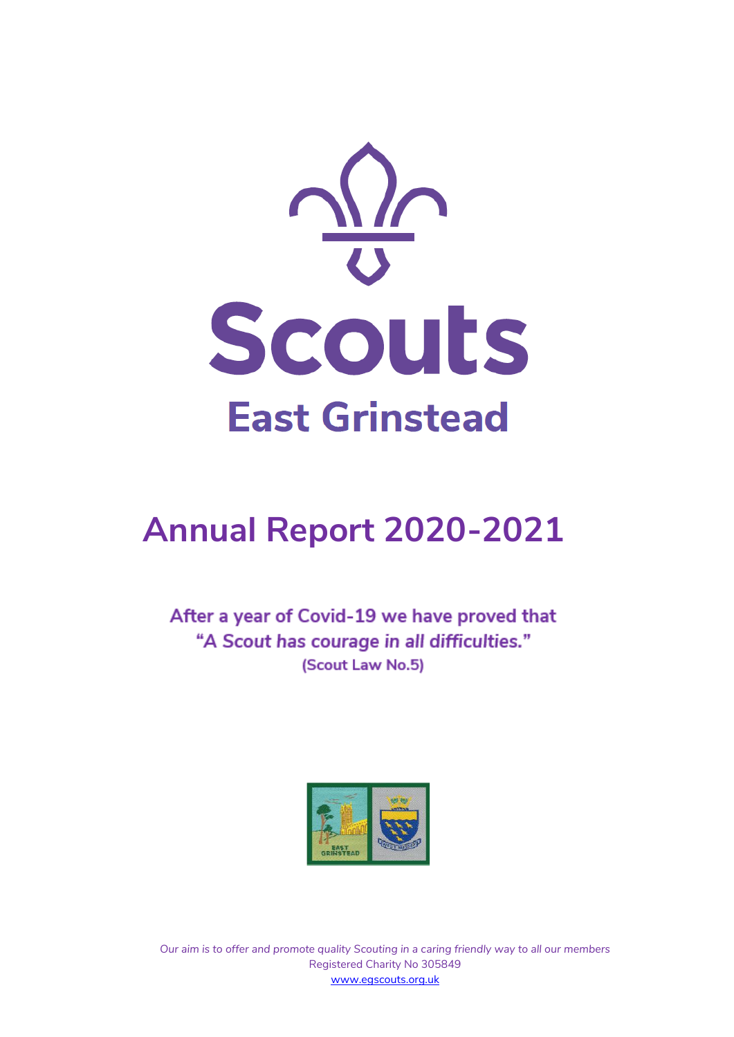# Scouts

## East Grinstead

# Annual Report 2020-2021

After a year of Covid-19 we have proved that

*"A Scout has courage in all difficulties."*

(Scout Law No.5)

*Our aim is to offer and promote quality Scouting in a caring friendly way to all our members*

Registered Charity No 305849

www.egscouts.org.uk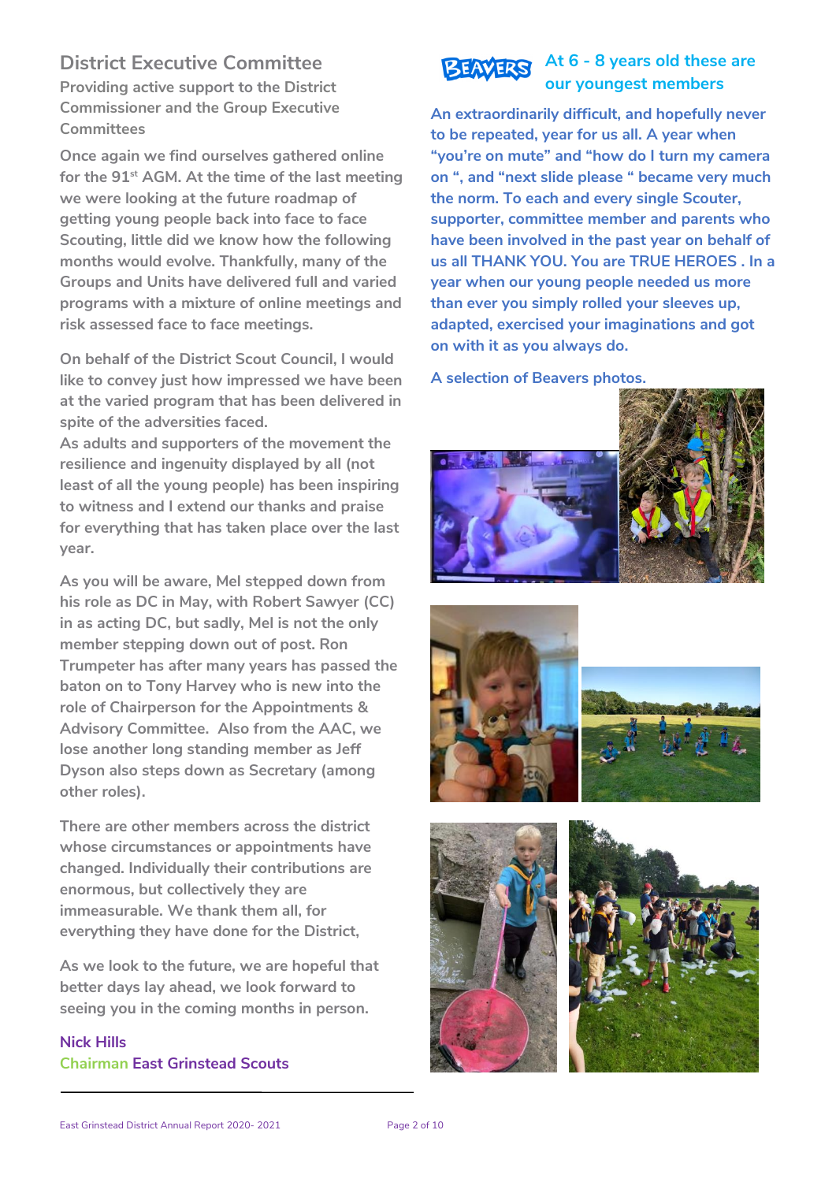## District Executive Committee

### Providing active support to the District Commissioner and the Group Executive Committees

Once again we find ourselves gathered online for the 91st AGM. At the time of the last meeting we were looking at the future roadmap of getting young people back into face to face Scouting, little did we know how the following months would evolve. Thankfully, many of the Groups and Units have delivered full and varied programs with a mixture of online meetings and risk assessed face to face meetings.

On behalf of the District Scout Council, I would like to convey just how impressed we have been at the varied program that has been delivered in spite of the adversities faced.
As adults and supporters of the movement the resilience and ingenuity displayed by all (not least of all the young people) has been inspiring to witness and I extend our thanks and praise for everything that has taken place over the last year.

As you will be aware, Mel stepped down from his role as DC in May, with Robert Sawyer (CC) in as acting DC, but sadly, Mel is not the only member stepping down out of post. Ron Trumpeter has after many years has passed the baton on to Tony Harvey who is new into the role of Chairperson for the Appointments & Advisory Committee. Also from the AAC, we lose another long standing member as Jeff Dyson also steps down as Secretary (among other roles).

There are other members across the district whose circumstances or appointments have changed. Individually their contributions are enormous, but collectively they are immeasurable. We thank them all, for everything they have done for the District,

As we look to the future, we are hopeful that better days lay ahead, we look forward to seeing you in the coming months in person.

**Nick Hills**
**Chairman East Grinstead Scouts**

## BEAVERS — At 6 - 8 years old these are our youngest members

**An extraordinarily difficult, and hopefully never to be repeated, year for us all. A year when "you're on mute" and "how do I turn my camera on ", and "next slide please " became very much the norm. To each and every single Scouter, supporter, committee member and parents who have been involved in the past year on behalf of us all THANK YOU. You are TRUE HEROES . In a year when our young people needed us more than ever you simply rolled your sleeves up, adapted, exercised your imaginations and got on with it as you always do.**

A selection of Beavers photos.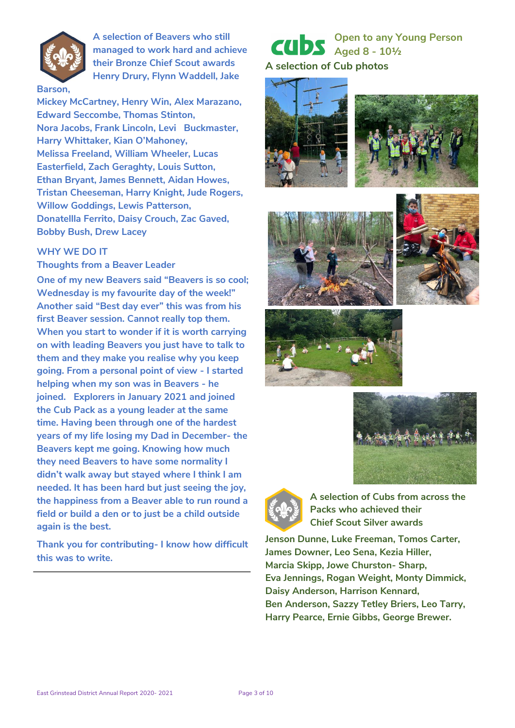A selection of Beavers who still managed to work hard and achieve their Bronze Chief Scout awards

Henry Drury, Flynn Waddell, Jake Barson,
Mickey McCartney, Henry Win, Alex Marazano,
Edward Seccombe, Thomas Stinton,
Nora Jacobs, Frank Lincoln, Levi Buckmaster,
Harry Whittaker, Kian O'Mahoney,
Melissa Freeland, William Wheeler, Lucas Easterfield, Zach Geraghty, Louis Sutton,
Ethan Bryant, James Bennett, Aidan Howes,
Tristan Cheeseman, Harry Knight, Jude Rogers,
Willow Goddings, Lewis Patterson,
Donatellla Ferrito, Daisy Crouch, Zac Gaved,
Bobby Bush, Drew Lacey

## WHY WE DO IT

### Thoughts from a Beaver Leader

One of my new Beavers said "Beavers is so cool; Wednesday is my favourite day of the week!" Another said "Best day ever" this was from his first Beaver session. Cannot really top them. When you start to wonder if it is worth carrying on with leading Beavers you just have to talk to them and they make you realise why you keep going. From a personal point of view - I started helping when my son was in Beavers - he joined. Explorers in January 2021 and joined the Cub Pack as a young leader at the same time. Having been through one of the hardest years of my life losing my Dad in December- the Beavers kept me going. Knowing how much they need Beavers to have some normality I didn't walk away but stayed where I think I am needed. It has been hard but just seeing the joy, the happiness from a Beaver able to run round a field or build a den or to just be a child outside again is the best.

Thank you for contributing- I know how difficult this was to write.

---

## cubs

Open to any Young Person Aged 8 - 10½

A selection of Cub photos

A selection of Cubs from across the Packs who achieved their Chief Scout Silver awards

Jenson Dunne, Luke Freeman, Tomos Carter,
James Downer, Leo Sena, Kezia Hiller,
Marcia Skipp, Jowe Churston- Sharp,
Eva Jennings, Rogan Weight, Monty Dimmick,
Daisy Anderson, Harrison Kennard,
Ben Anderson, Sazzy Tetley Briers, Leo Tarry,
Harry Pearce, Ernie Gibbs, George Brewer.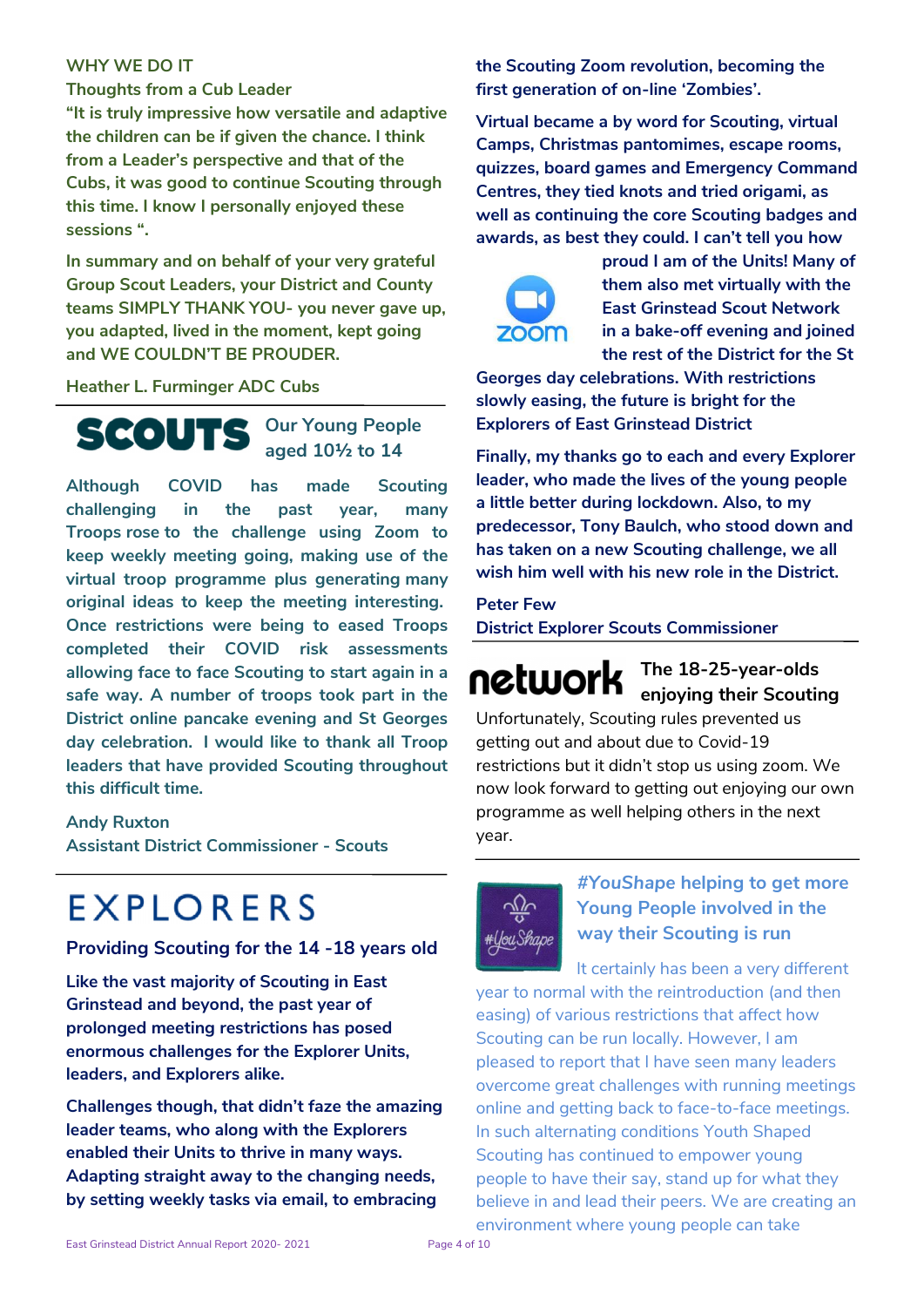**WHY WE DO IT**

**Thoughts from a Cub Leader**

**"It is truly impressive how versatile and adaptive the children can be if given the chance. I think from a Leader's perspective and that of the Cubs, it was good to continue Scouting through this time. I know I personally enjoyed these sessions ".**

**In summary and on behalf of your very grateful Group Scout Leaders, your District and County teams SIMPLY THANK YOU- you never gave up, you adapted, lived in the moment, kept going and WE COULDN'T BE PROUDER.**

**Heather L. Furminger ADC Cubs**

## SCOUTS

**Our Young People aged 10½ to 14**

**Although COVID has made Scouting challenging in the past year, many Troops rose to the challenge using Zoom to keep weekly meeting going, making use of the virtual troop programme plus generating many original ideas to keep the meeting interesting. Once restrictions were being to eased Troops completed their COVID risk assessments allowing face to face Scouting to start again in a safe way. A number of troops took part in the District online pancake evening and St Georges day celebration. I would like to thank all Troop leaders that have provided Scouting throughout this difficult time.**

**Andy Ruxton**
**Assistant District Commissioner - Scouts**

## EXPLORERS

### Providing Scouting for the 14 -18 years old

**Like the vast majority of Scouting in East Grinstead and beyond, the past year of prolonged meeting restrictions has posed enormous challenges for the Explorer Units, leaders, and Explorers alike.**

**Challenges though, that didn't faze the amazing leader teams, who along with the Explorers enabled their Units to thrive in many ways. Adapting straight away to the changing needs, by setting weekly tasks via email, to embracing the Scouting Zoom revolution, becoming the first generation of on-line 'Zombies'.**

**Virtual became a by word for Scouting, virtual Camps, Christmas pantomimes, escape rooms, quizzes, board games and Emergency Command Centres, they tied knots and tried origami, as well as continuing the core Scouting badges and awards, as best they could. I can't tell you how proud I am of the Units! Many of them also met virtually with the East Grinstead Scout Network in a bake-off evening and joined the rest of the District for the St Georges day celebrations. With restrictions slowly easing, the future is bright for the Explorers of East Grinstead District**

**Finally, my thanks go to each and every Explorer leader, who made the lives of the young people a little better during lockdown. Also, to my predecessor, Tony Baulch, who stood down and has taken on a new Scouting challenge, we all wish him well with his new role in the District.**

**Peter Few**
**District Explorer Scouts Commissioner**

## network

**The 18-25-year-olds enjoying their Scouting**

Unfortunately, Scouting rules prevented us getting out and about due to Covid-19 restrictions but it didn't stop us using zoom. We now look forward to getting out enjoying our own programme as well helping others in the next year.

### *#YouShape helping to get more Young People involved in the way their Scouting is run*

It certainly has been a very different year to normal with the reintroduction (and then easing) of various restrictions that affect how Scouting can be run locally. However, I am pleased to report that I have seen many leaders overcome great challenges with running meetings online and getting back to face-to-face meetings. In such alternating conditions Youth Shaped Scouting has continued to empower young people to have their say, stand up for what they believe in and lead their peers. We are creating an environment where young people can take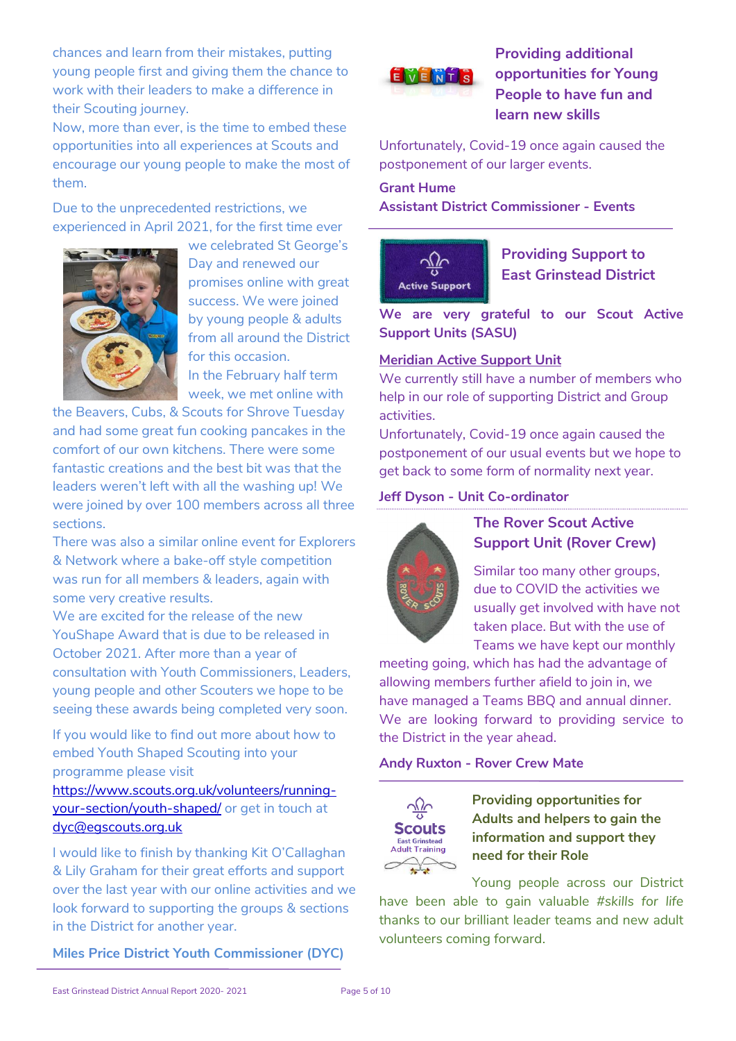chances and learn from their mistakes, putting young people first and giving them the chance to work with their leaders to make a difference in their Scouting journey.
Now, more than ever, is the time to embed these opportunities into all experiences at Scouts and encourage our young people to make the most of them.

Due to the unprecedented restrictions, we experienced in April 2021, for the first time ever we celebrated St George's Day and renewed our promises online with great success. We were joined by young people & adults from all around the District for this occasion.
In the February half term week, we met online with the Beavers, Cubs, & Scouts for Shrove Tuesday and had some great fun cooking pancakes in the comfort of our own kitchens. There were some fantastic creations and the best bit was that the leaders weren't left with all the washing up! We were joined by over 100 members across all three sections.
There was also a similar online event for Explorers & Network where a bake-off style competition was run for all members & leaders, again with some very creative results.
We are excited for the release of the new YouShape Award that is due to be released in October 2021. After more than a year of consultation with Youth Commissioners, Leaders, young people and other Scouters we hope to be seeing these awards being completed very soon.

If you would like to find out more about how to embed Youth Shaped Scouting into your programme please visit https://www.scouts.org.uk/volunteers/running-your-section/youth-shaped/ or get in touch at dyc@egscouts.org.uk

I would like to finish by thanking Kit O'Callaghan & Lily Graham for their great efforts and support over the last year with our online activities and we look forward to supporting the groups & sections in the District for another year.

**Miles Price District Youth Commissioner (DYC)**

---

## Providing additional opportunities for Young People to have fun and learn new skills

Unfortunately, Covid-19 once again caused the postponement of our larger events.

**Grant Hume**
**Assistant District Commissioner - Events**

---

## Providing Support to East Grinstead District

**We are very grateful to our Scout Active Support Units (SASU)**

**Meridian Active Support Unit**

We currently still have a number of members who help in our role of supporting District and Group activities.
Unfortunately, Covid-19 once again caused the postponement of our usual events but we hope to get back to some form of normality next year.

**Jeff Dyson - Unit Co-ordinator**

### The Rover Scout Active Support Unit (Rover Crew)

Similar too many other groups, due to COVID the activities we usually get involved with have not taken place. But with the use of Teams we have kept our monthly meeting going, which has had the advantage of allowing members further afield to join in, we have managed a Teams BBQ and annual dinner.
We are looking forward to providing service to the District in the year ahead.

**Andy Ruxton - Rover Crew Mate**

---

## Providing opportunities for Adults and helpers to gain the information and support they need for their Role

Young people across our District have been able to gain valuable *#skills for life* thanks to our brilliant leader teams and new adult volunteers coming forward.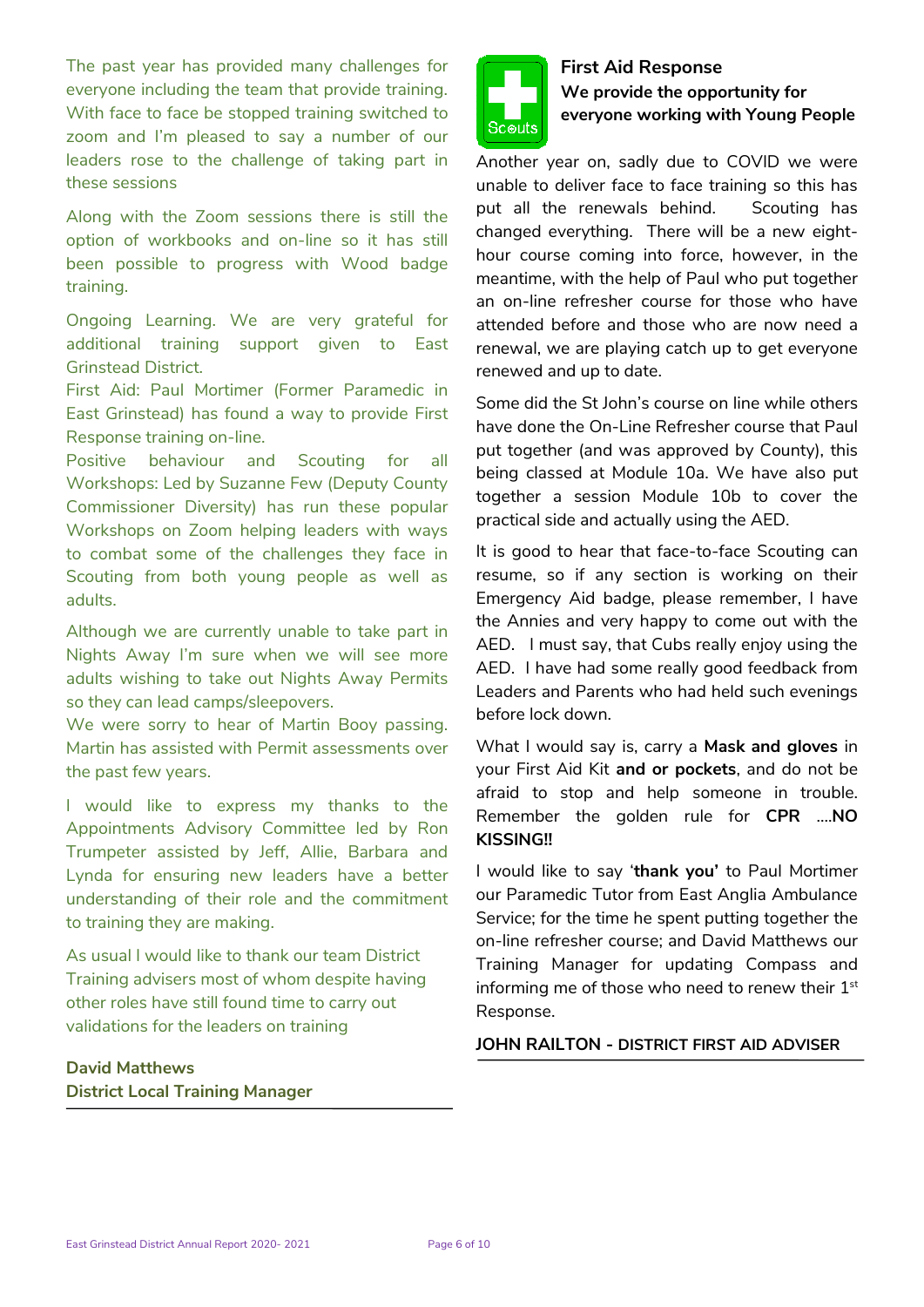The past year has provided many challenges for everyone including the team that provide training. With face to face be stopped training switched to zoom and I'm pleased to say a number of our leaders rose to the challenge of taking part in these sessions

Along with the Zoom sessions there is still the option of workbooks and on-line so it has still been possible to progress with Wood badge training.

Ongoing Learning. We are very grateful for additional training support given to East Grinstead District.

First Aid: Paul Mortimer (Former Paramedic in East Grinstead) has found a way to provide First Response training on-line.

Positive behaviour and Scouting for all Workshops: Led by Suzanne Few (Deputy County Commissioner Diversity) has run these popular Workshops on Zoom helping leaders with ways to combat some of the challenges they face in Scouting from both young people as well as adults.

Although we are currently unable to take part in Nights Away I'm sure when we will see more adults wishing to take out Nights Away Permits so they can lead camps/sleepovers.

We were sorry to hear of Martin Booy passing. Martin has assisted with Permit assessments over the past few years.

I would like to express my thanks to the Appointments Advisory Committee led by Ron Trumpeter assisted by Jeff, Allie, Barbara and Lynda for ensuring new leaders have a better understanding of their role and the commitment to training they are making.

As usual I would like to thank our team District Training advisers most of whom despite having other roles have still found time to carry out validations for the leaders on training

**David Matthews**
**District Local Training Manager**

---

## First Aid Response

**We provide the opportunity for everyone working with Young People**

Another year on, sadly due to COVID we were unable to deliver face to face training so this has put all the renewals behind. Scouting has changed everything. There will be a new eight-hour course coming into force, however, in the meantime, with the help of Paul who put together an on-line refresher course for those who have attended before and those who are now need a renewal, we are playing catch up to get everyone renewed and up to date.

Some did the St John's course on line while others have done the On-Line Refresher course that Paul put together (and was approved by County), this being classed at Module 10a. We have also put together a session Module 10b to cover the practical side and actually using the AED.

It is good to hear that face-to-face Scouting can resume, so if any section is working on their Emergency Aid badge, please remember, I have the Annies and very happy to come out with the AED. I must say, that Cubs really enjoy using the AED. I have had some really good feedback from Leaders and Parents who had held such evenings before lock down.

What I would say is, carry a **Mask and gloves** in your First Aid Kit **and or pockets**, and do not be afraid to stop and help someone in trouble. Remember the golden rule for **CPR** ....**NO KISSING!!**

I would like to say '**thank you'** to Paul Mortimer our Paramedic Tutor from East Anglia Ambulance Service; for the time he spent putting together the on-line refresher course; and David Matthews our Training Manager for updating Compass and informing me of those who need to renew their 1st Response.

**JOHN RAILTON - DISTRICT FIRST AID ADVISER**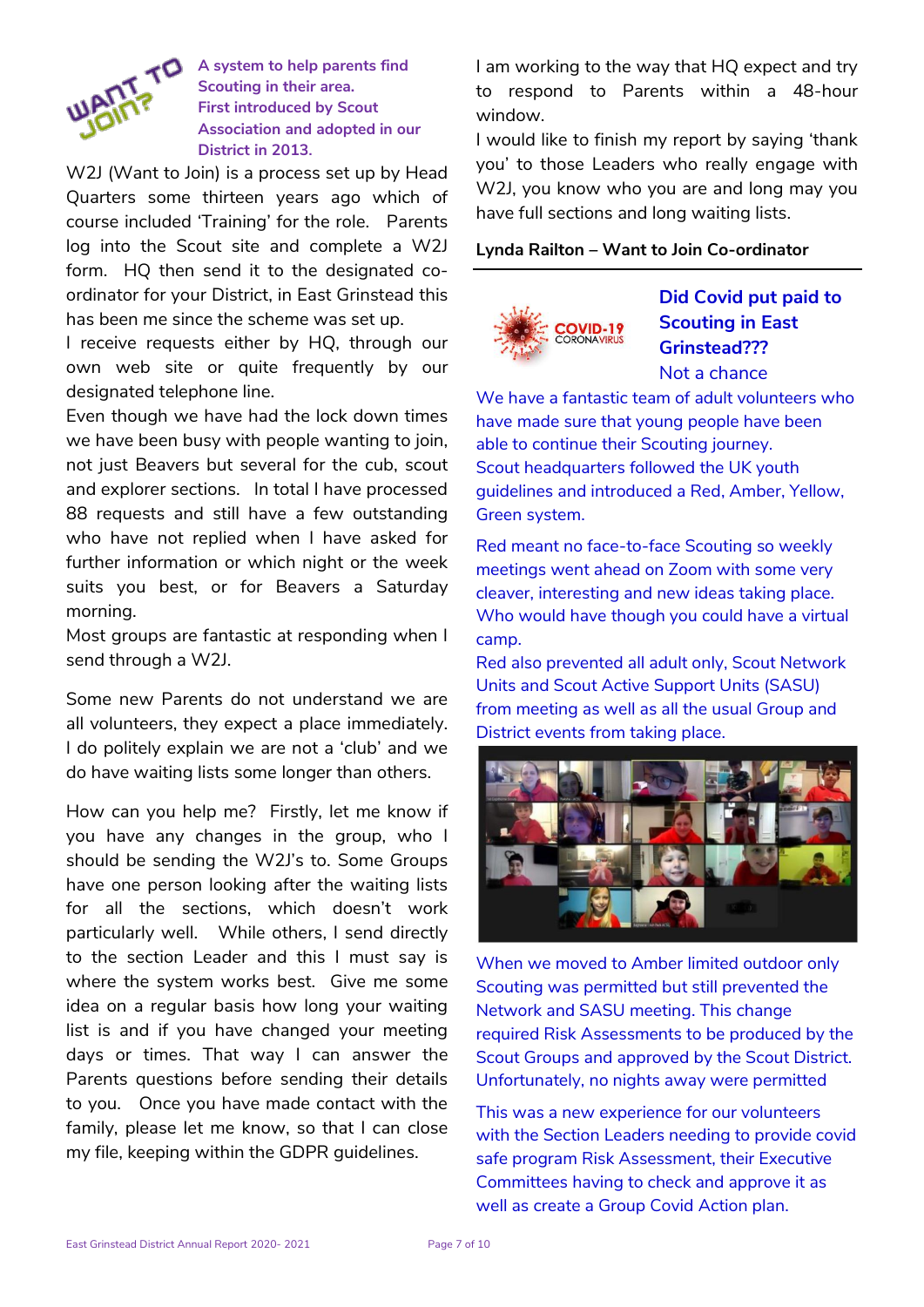**A system to help parents find Scouting in their area. First introduced by Scout Association and adopted in our District in 2013.**

W2J (Want to Join) is a process set up by Head Quarters some thirteen years ago which of course included 'Training' for the role. Parents log into the Scout site and complete a W2J form. HQ then send it to the designated co-ordinator for your District, in East Grinstead this has been me since the scheme was set up.

I receive requests either by HQ, through our own web site or quite frequently by our designated telephone line.

Even though we have had the lock down times we have been busy with people wanting to join, not just Beavers but several for the cub, scout and explorer sections. In total I have processed 88 requests and still have a few outstanding who have not replied when I have asked for further information or which night or the week suits you best, or for Beavers a Saturday morning.

Most groups are fantastic at responding when I send through a W2J.

Some new Parents do not understand we are all volunteers, they expect a place immediately. I do politely explain we are not a 'club' and we do have waiting lists some longer than others.

How can you help me? Firstly, let me know if you have any changes in the group, who I should be sending the W2J's to. Some Groups have one person looking after the waiting lists for all the sections, which doesn't work particularly well. While others, I send directly to the section Leader and this I must say is where the system works best. Give me some idea on a regular basis how long your waiting list is and if you have changed your meeting days or times. That way I can answer the Parents questions before sending their details to you. Once you have made contact with the family, please let me know, so that I can close my file, keeping within the GDPR guidelines.

I am working to the way that HQ expect and try to respond to Parents within a 48-hour window.

I would like to finish my report by saying 'thank you' to those Leaders who really engage with W2J, you know who you are and long may you have full sections and long waiting lists.

**Lynda Railton – Want to Join Co-ordinator**

---

## Did Covid put paid to Scouting in East Grinstead???

Not a chance

We have a fantastic team of adult volunteers who have made sure that young people have been able to continue their Scouting journey.

Scout headquarters followed the UK youth guidelines and introduced a Red, Amber, Yellow, Green system.

Red meant no face-to-face Scouting so weekly meetings went ahead on Zoom with some very cleaver, interesting and new ideas taking place. Who would have though you could have a virtual camp.

Red also prevented all adult only, Scout Network Units and Scout Active Support Units (SASU) from meeting as well as all the usual Group and District events from taking place.

When we moved to Amber limited outdoor only Scouting was permitted but still prevented the Network and SASU meeting. This change required Risk Assessments to be produced by the Scout Groups and approved by the Scout District. Unfortunately, no nights away were permitted

This was a new experience for our volunteers with the Section Leaders needing to provide covid safe program Risk Assessment, their Executive Committees having to check and approve it as well as create a Group Covid Action plan.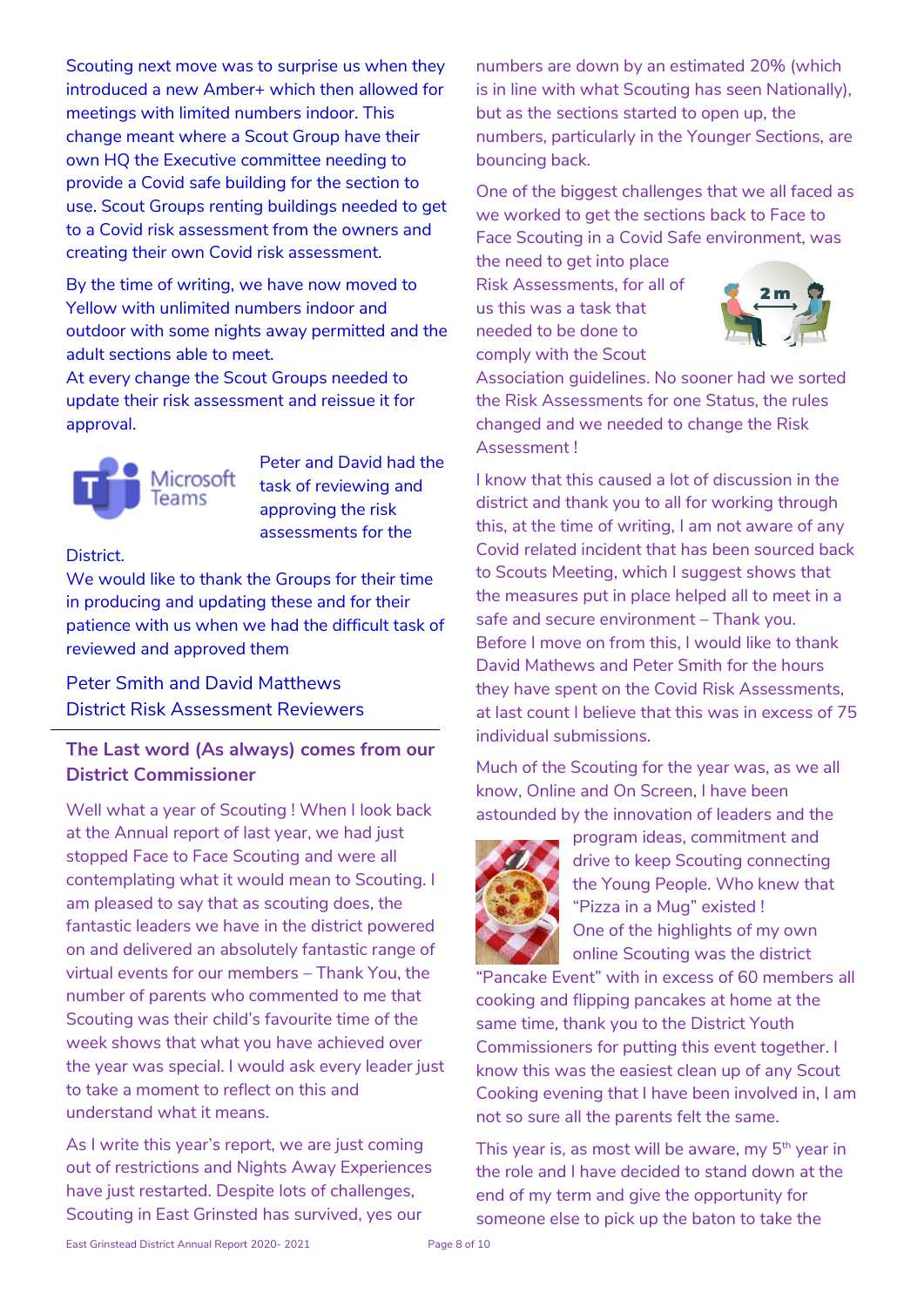Scouting next move was to surprise us when they introduced a new Amber+ which then allowed for meetings with limited numbers indoor. This change meant where a Scout Group have their own HQ the Executive committee needing to provide a Covid safe building for the section to use. Scout Groups renting buildings needed to get to a Covid risk assessment from the owners and creating their own Covid risk assessment.

By the time of writing, we have now moved to Yellow with unlimited numbers indoor and outdoor with some nights away permitted and the adult sections able to meet.

At every change the Scout Groups needed to update their risk assessment and reissue it for approval.

Peter and David had the task of reviewing and approving the risk assessments for the District.

We would like to thank the Groups for their time in producing and updating these and for their patience with us when we had the difficult task of reviewed and approved them

Peter Smith and David Matthews
District Risk Assessment Reviewers

## The Last word (As always) comes from our District Commissioner

Well what a year of Scouting ! When I look back at the Annual report of last year, we had just stopped Face to Face Scouting and were all contemplating what it would mean to Scouting. I am pleased to say that as scouting does, the fantastic leaders we have in the district powered on and delivered an absolutely fantastic range of virtual events for our members – Thank You, the number of parents who commented to me that Scouting was their child's favourite time of the week shows that what you have achieved over the year was special. I would ask every leader just to take a moment to reflect on this and understand what it means.

As I write this year's report, we are just coming out of restrictions and Nights Away Experiences have just restarted. Despite lots of challenges, Scouting in East Grinstead has survived, yes our numbers are down by an estimated 20% (which is in line with what Scouting has seen Nationally), but as the sections started to open up, the numbers, particularly in the Younger Sections, are bouncing back.

One of the biggest challenges that we all faced as we worked to get the sections back to Face to Face Scouting in a Covid Safe environment, was the need to get into place Risk Assessments, for all of us this was a task that needed to be done to comply with the Scout Association guidelines. No sooner had we sorted the Risk Assessments for one Status, the rules changed and we needed to change the Risk Assessment !

I know that this caused a lot of discussion in the district and thank you to all for working through this, at the time of writing, I am not aware of any Covid related incident that has been sourced back to Scouts Meeting, which I suggest shows that the measures put in place helped all to meet in a safe and secure environment – Thank you.

Before I move on from this, I would like to thank David Mathews and Peter Smith for the hours they have spent on the Covid Risk Assessments, at last count I believe that this was in excess of 75 individual submissions.

Much of the Scouting for the year was, as we all know, Online and On Screen, I have been astounded by the innovation of leaders and the program ideas, commitment and drive to keep Scouting connecting the Young People. Who knew that "Pizza in a Mug" existed !

One of the highlights of my own online Scouting was the district "Pancake Event" with in excess of 60 members all cooking and flipping pancakes at home at the same time, thank you to the District Youth Commissioners for putting this event together. I know this was the easiest clean up of any Scout Cooking evening that I have been involved in, I am not so sure all the parents felt the same.

This year is, as most will be aware, my 5th year in the role and I have decided to stand down at the end of my term and give the opportunity for someone else to pick up the baton to take the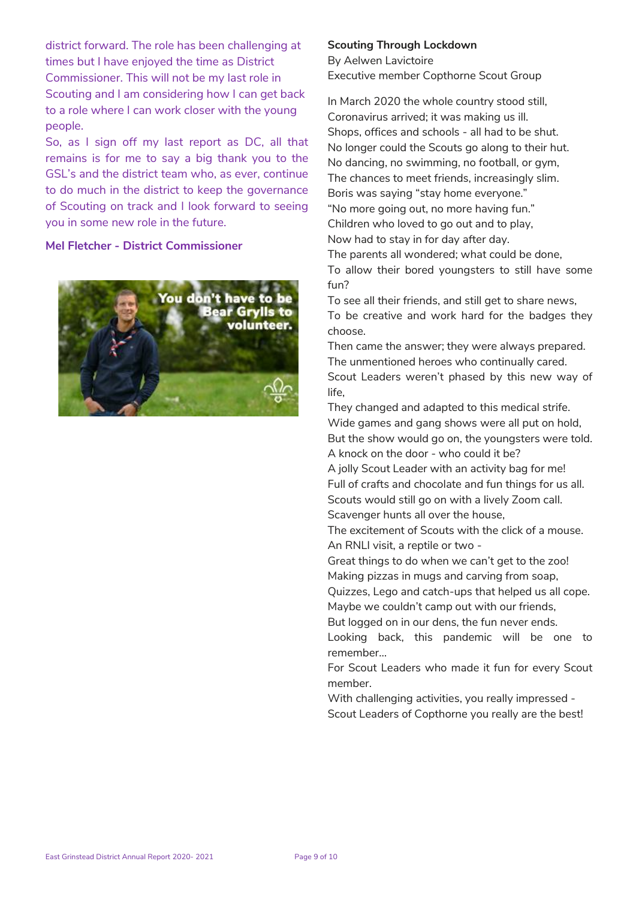district forward. The role has been challenging at times but I have enjoyed the time as District Commissioner. This will not be my last role in Scouting and I am considering how I can get back to a role where I can work closer with the young people.

So, as I sign off my last report as DC, all that remains is for me to say a big thank you to the GSL's and the district team who, as ever, continue to do much in the district to keep the governance of Scouting on track and I look forward to seeing you in some new role in the future.

**Mel Fletcher - District Commissioner**

**Scouting Through Lockdown**
By Aelwen Lavictoire
Executive member Copthorne Scout Group

In March 2020 the whole country stood still,
Coronavirus arrived; it was making us ill.
Shops, offices and schools - all had to be shut.
No longer could the Scouts go along to their hut.
No dancing, no swimming, no football, or gym,
The chances to meet friends, increasingly slim.
Boris was saying "stay home everyone."
"No more going out, no more having fun."
Children who loved to go out and to play,
Now had to stay in for day after day.
The parents all wondered; what could be done,
To allow their bored youngsters to still have some fun?
To see all their friends, and still get to share news,
To be creative and work hard for the badges they choose.
Then came the answer; they were always prepared.
The unmentioned heroes who continually cared.
Scout Leaders weren't phased by this new way of life,
They changed and adapted to this medical strife.
Wide games and gang shows were all put on hold,
But the show would go on, the youngsters were told.
A knock on the door - who could it be?
A jolly Scout Leader with an activity bag for me!
Full of crafts and chocolate and fun things for us all.
Scouts would still go on with a lively Zoom call.
Scavenger hunts all over the house,
The excitement of Scouts with the click of a mouse.
An RNLI visit, a reptile or two -
Great things to do when we can't get to the zoo!
Making pizzas in mugs and carving from soap,
Quizzes, Lego and catch-ups that helped us all cope.
Maybe we couldn't camp out with our friends,
But logged on in our dens, the fun never ends.
Looking back, this pandemic will be one to remember...
For Scout Leaders who made it fun for every Scout member.
With challenging activities, you really impressed -
Scout Leaders of Copthorne you really are the best!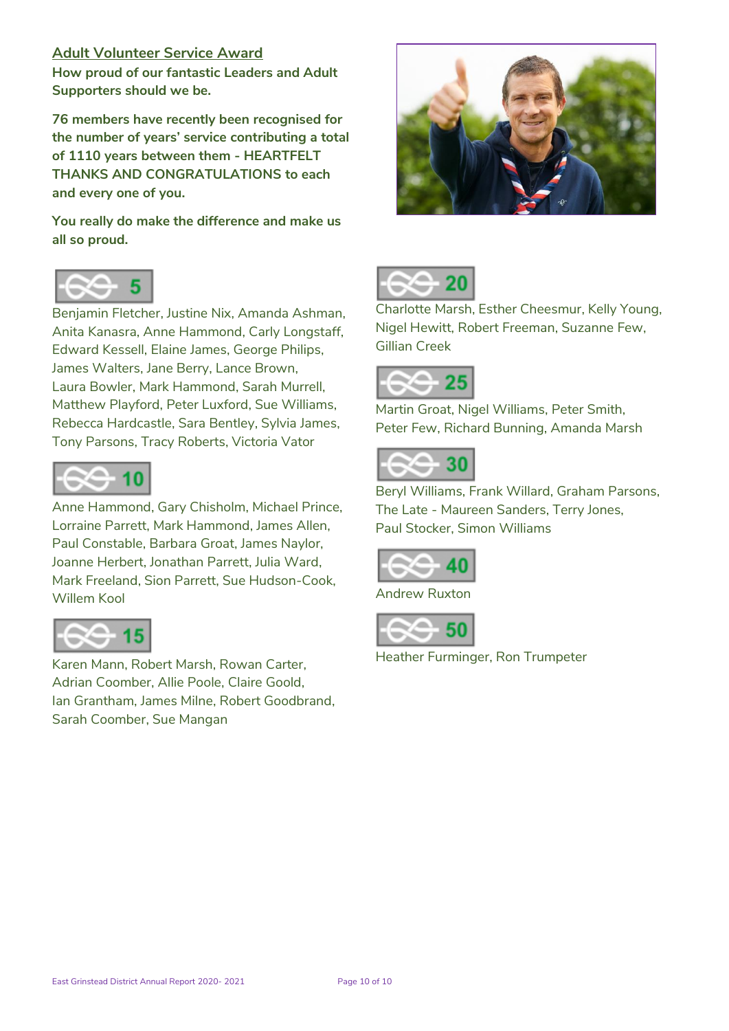## Adult Volunteer Service Award

**How proud of our fantastic Leaders and Adult Supporters should we be.**

**76 members have recently been recognised for the number of years' service contributing a total of 1110 years between them - HEARTFELT THANKS AND CONGRATULATIONS to each and every one of you.**

**You really do make the difference and make us all so proud.**

**5**

Benjamin Fletcher, Justine Nix, Amanda Ashman, Anita Kanasra, Anne Hammond, Carly Longstaff, Edward Kessell, Elaine James, George Philips, James Walters, Jane Berry, Lance Brown, Laura Bowler, Mark Hammond, Sarah Murrell, Matthew Playford, Peter Luxford, Sue Williams, Rebecca Hardcastle, Sara Bentley, Sylvia James, Tony Parsons, Tracy Roberts, Victoria Vator

**10**

Anne Hammond, Gary Chisholm, Michael Prince, Lorraine Parrett, Mark Hammond, James Allen, Paul Constable, Barbara Groat, James Naylor, Joanne Herbert, Jonathan Parrett, Julia Ward, Mark Freeland, Sion Parrett, Sue Hudson-Cook, Willem Kool

**15**

Karen Mann, Robert Marsh, Rowan Carter, Adrian Coomber, Allie Poole, Claire Goold, Ian Grantham, James Milne, Robert Goodbrand, Sarah Coomber, Sue Mangan

**20**

Charlotte Marsh, Esther Cheesmur, Kelly Young, Nigel Hewitt, Robert Freeman, Suzanne Few, Gillian Creek

**25**

Martin Groat, Nigel Williams, Peter Smith, Peter Few, Richard Bunning, Amanda Marsh

**30**

Beryl Williams, Frank Willard, Graham Parsons, The Late - Maureen Sanders, Terry Jones, Paul Stocker, Simon Williams

**40**

Andrew Ruxton

**50**

Heather Furminger, Ron Trumpeter